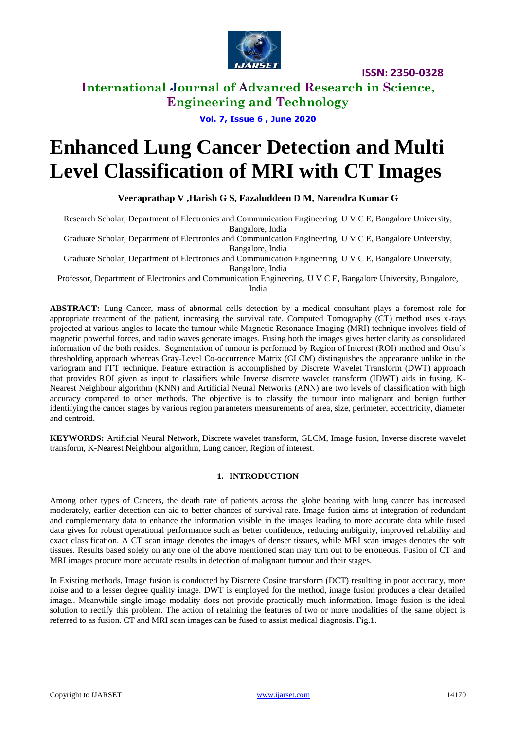# Enhanced Lung Cancer Detection and Multi Level Classification of MRI with CT Images

**Veeraprathap V ,Harish G S, Fazaluddeen D M, Narendra Kumar G**

Research Scholar, Department of Electronics and Communication Engineering. U V C E, Bangalore University, Bangalore, India

Graduate Scholar, Department of Electronics and Communication Engineering. U V C E, Bangalore University, Bangalore, India

Graduate Scholar, Department of Electronics and Communication Engineering. U V C E, Bangalore University, Bangalore, India

Professor, Department of Electronics and Communication Engineering. U V C E, Bangalore University, Bangalore, India

**ABSTRACT:** Lung Cancer, mass of abnormal cells detection by a medical consultant plays a foremost role for appropriate treatment of the patient, increasing the survival rate. Computed Tomography (CT) method uses x-rays projected at various angles to locate the tumour while Magnetic Resonance Imaging (MRI) technique involves field of magnetic powerful forces, and radio waves generate images. Fusing both the images gives better clarity as consolidated information of the both resides. Segmentation of tumour is performed by Region of Interest (ROI) method and Otsu's thresholding approach whereas Gray-Level Co-occurrence Matrix (GLCM) distinguishes the appearance unlike in the variogram and FFT technique. Feature extraction is accomplished by Discrete Wavelet Transform (DWT) approach that provides ROI given as input to classifiers while Inverse discrete wavelet transform (IDWT) aids in fusing. K-Nearest Neighbour algorithm (KNN) and Artificial Neural Networks (ANN) are two levels of classification with high accuracy compared to other methods. The objective is to classify the tumour into malignant and benign further identifying the cancer stages by various region parameters measurements of area, size, perimeter, eccentricity, diameter and centroid.

**KEYWORDS:** Artificial Neural Network, Discrete wavelet transform, GLCM, Image fusion, Inverse discrete wavelet transform, K-Nearest Neighbour algorithm, Lung cancer, Region of interest.

## 1. INTRODUCTION

Among other types of Cancers, the death rate of patients across the globe bearing with lung cancer has increased moderately, earlier detection can aid to better chances of survival rate. Image fusion aims at integration of redundant and complementary data to enhance the information visible in the images leading to more accurate data while fused data gives for robust operational performance such as better confidence, reducing ambiguity, improved reliability and exact classification. A CT scan image denotes the images of denser tissues, while MRI scan images denotes the soft tissues. Results based solely on any one of the above mentioned scan may turn out to be erroneous. Fusion of CT and MRI images procure more accurate results in detection of malignant tumour and their stages.

In Existing methods, Image fusion is conducted by Discrete Cosine transform (DCT) resulting in poor accuracy, more noise and to a lesser degree quality image. DWT is employed for the method, image fusion produces a clear detailed image.. Meanwhile single image modality does not provide practically much information. Image fusion is the ideal solution to rectify this problem. The action of retaining the features of two or more modalities of the same object is referred to as fusion. CT and MRI scan images can be fused to assist medical diagnosis. Fig.1.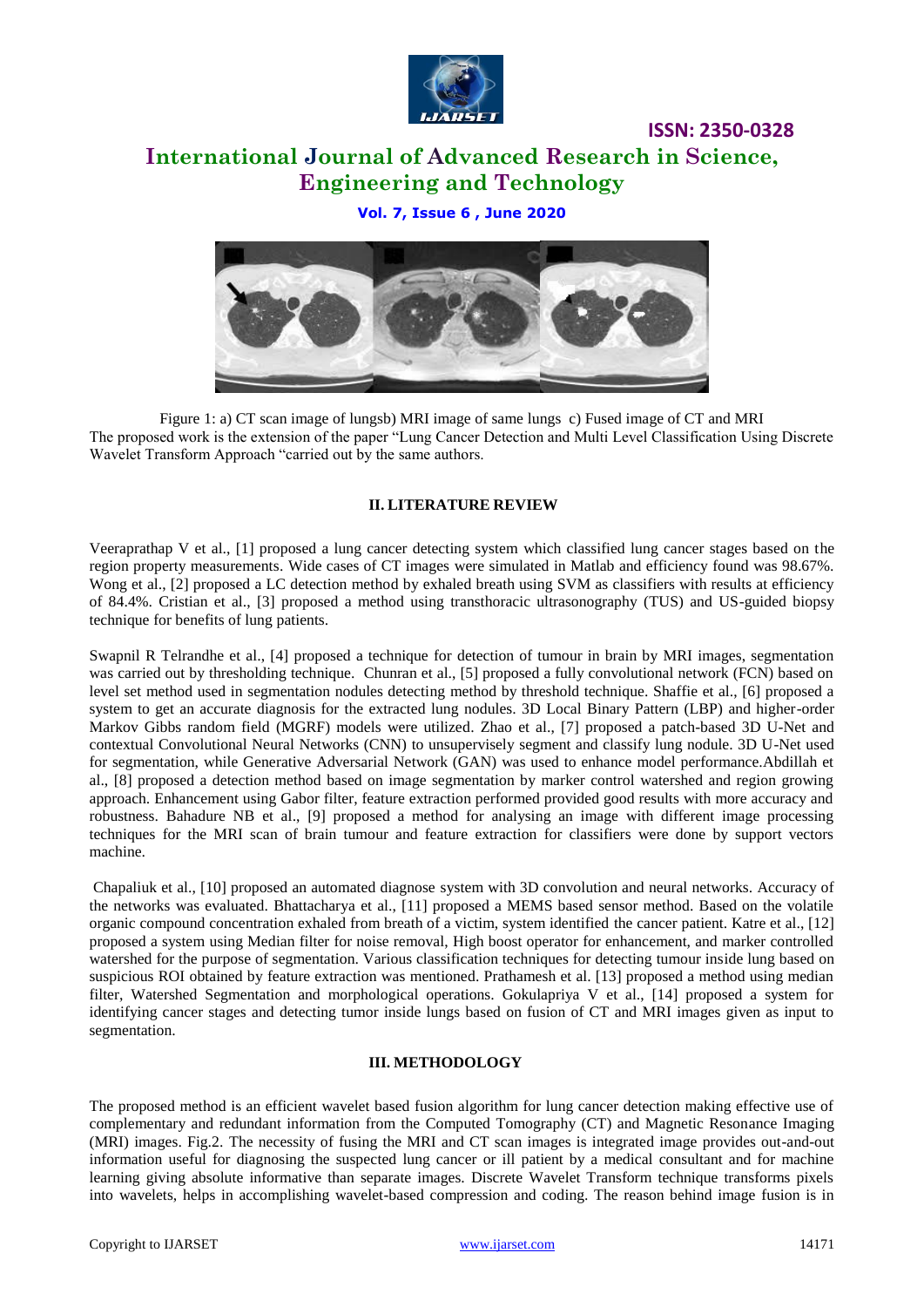Figure 1: a) CT scan image of lungsb) MRI image of same lungs c) Fused image of CT and MRI

The proposed work is the extension of the paper "Lung Cancer Detection and Multi Level Classification Using Discrete Wavelet Transform Approach "carried out by the same authors.

## II. LITERATURE REVIEW

Veeraprathap V et al., [1] proposed a lung cancer detecting system which classified lung cancer stages based on the region property measurements. Wide cases of CT images were simulated in Matlab and efficiency found was 98.67%. Wong et al., [2] proposed a LC detection method by exhaled breath using SVM as classifiers with results at efficiency of 84.4%. Cristian et al., [3] proposed a method using transthoracic ultrasonography (TUS) and US-guided biopsy technique for benefits of lung patients.

Swapnil R Telrandhe et al., [4] proposed a technique for detection of tumour in brain by MRI images, segmentation was carried out by thresholding technique. Chunran et al., [5] proposed a fully convolutional network (FCN) based on level set method used in segmentation nodules detecting method by threshold technique. Shaffie et al., [6] proposed a system to get an accurate diagnosis for the extracted lung nodules. 3D Local Binary Pattern (LBP) and higher-order Markov Gibbs random field (MGRF) models were utilized. Zhao et al., [7] proposed a patch-based 3D U-Net and contextual Convolutional Neural Networks (CNN) to unsupervisely segment and classify lung nodule. 3D U-Net used for segmentation, while Generative Adversarial Network (GAN) was used to enhance model performance.Abdillah et al., [8] proposed a detection method based on image segmentation by marker control watershed and region growing approach. Enhancement using Gabor filter, feature extraction performed provided good results with more accuracy and robustness. Bahadure NB et al., [9] proposed a method for analysing an image with different image processing techniques for the MRI scan of brain tumour and feature extraction for classifiers were done by support vectors machine.

Chapaliuk et al., [10] proposed an automated diagnose system with 3D convolution and neural networks. Accuracy of the networks was evaluated. Bhattacharya et al., [11] proposed a MEMS based sensor method. Based on the volatile organic compound concentration exhaled from breath of a victim, system identified the cancer patient. Katre et al., [12] proposed a system using Median filter for noise removal, High boost operator for enhancement, and marker controlled watershed for the purpose of segmentation. Various classification techniques for detecting tumour inside lung based on suspicious ROI obtained by feature extraction was mentioned. Prathamesh et al. [13] proposed a method using median filter, Watershed Segmentation and morphological operations. Gokulapriya V et al., [14] proposed a system for identifying cancer stages and detecting tumor inside lungs based on fusion of CT and MRI images given as input to segmentation.

## III. METHODOLOGY

The proposed method is an efficient wavelet based fusion algorithm for lung cancer detection making effective use of complementary and redundant information from the Computed Tomography (CT) and Magnetic Resonance Imaging (MRI) images. Fig.2. The necessity of fusing the MRI and CT scan images is integrated image provides out-and-out information useful for diagnosing the suspected lung cancer or ill patient by a medical consultant and for machine learning giving absolute informative than separate images. Discrete Wavelet Transform technique transforms pixels into wavelets, helps in accomplishing wavelet-based compression and coding. The reason behind image fusion is in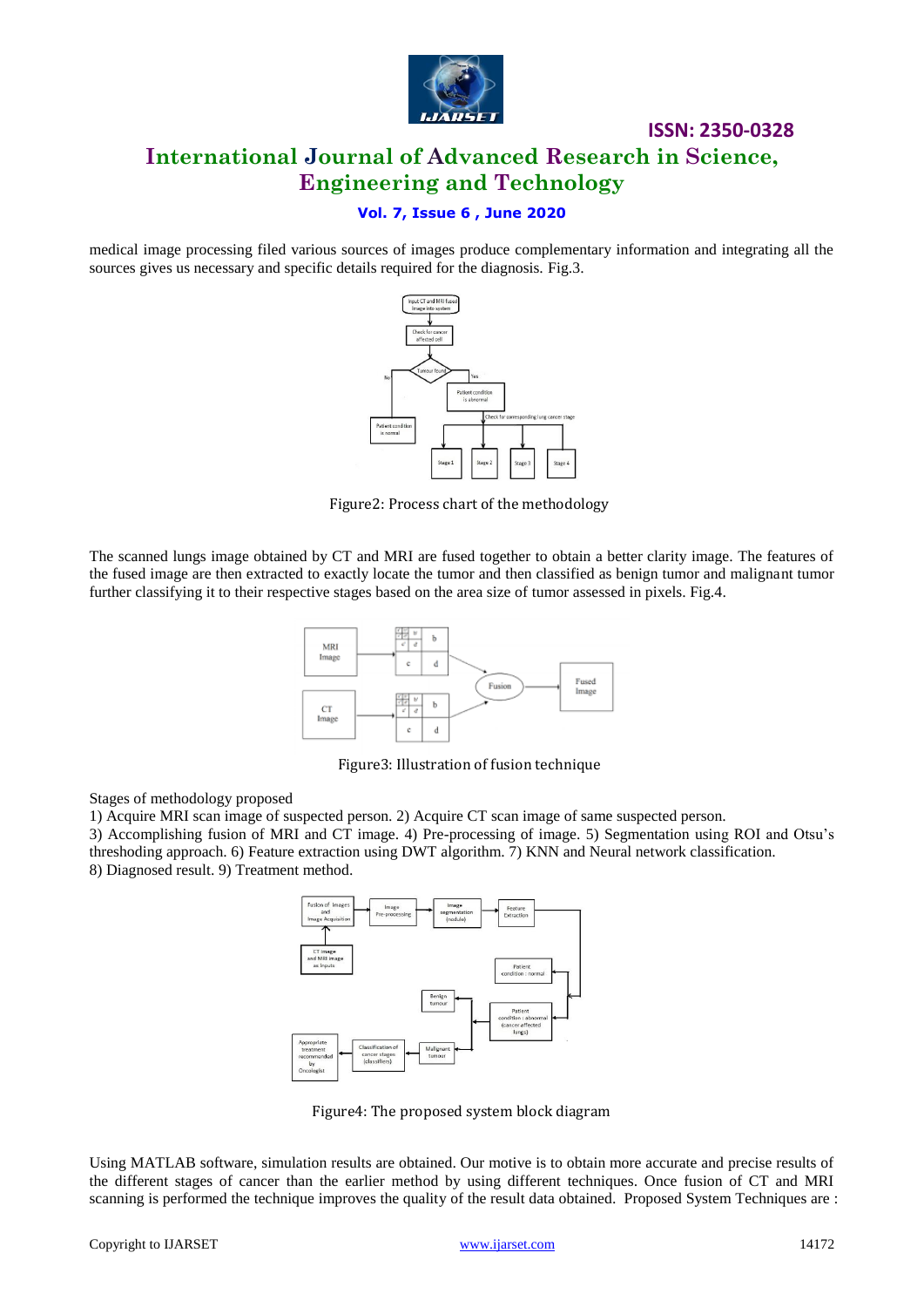medical image processing filed various sources of images produce complementary information and integrating all the sources gives us necessary and specific details required for the diagnosis. Fig.3.

Figure2: Process chart of the methodology

The scanned lungs image obtained by CT and MRI are fused together to obtain a better clarity image. The features of the fused image are then extracted to exactly locate the tumor and then classified as benign tumor and malignant tumor further classifying it to their respective stages based on the area size of tumor assessed in pixels. Fig.4.

Figure3: Illustration of fusion technique

Stages of methodology proposed

1) Acquire MRI scan image of suspected person. 2) Acquire CT scan image of same suspected person.
3) Accomplishing fusion of MRI and CT image. 4) Pre-processing of image. 5) Segmentation using ROI and Otsu's thresholding approach. 6) Feature extraction using DWT algorithm. 7) KNN and Neural network classification.
8) Diagnosed result. 9) Treatment method.

Figure4: The proposed system block diagram

Using MATLAB software, simulation results are obtained. Our motive is to obtain more accurate and precise results of the different stages of cancer than the earlier method by using different techniques. Once fusion of CT and MRI scanning is performed the technique improves the quality of the result data obtained. Proposed System Techniques are :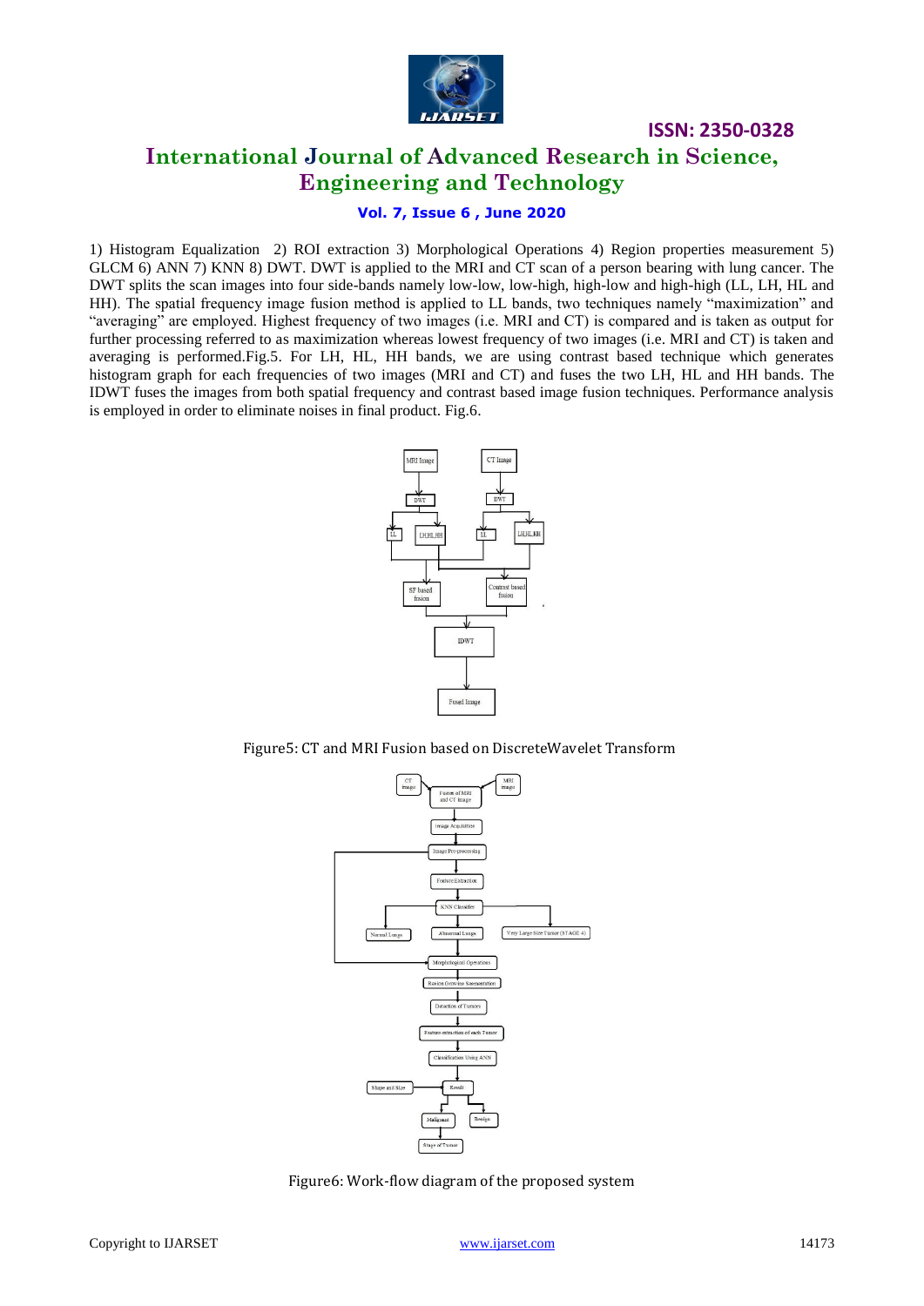1) Histogram Equalization 2) ROI extraction 3) Morphological Operations 4) Region properties measurement 5) GLCM 6) ANN 7) KNN 8) DWT. DWT is applied to the MRI and CT scan of a person bearing with lung cancer. The DWT splits the scan images into four side-bands namely low-low, low-high, high-low and high-high (LL, LH, HL and HH). The spatial frequency image fusion method is applied to LL bands, two techniques namely "maximization" and "averaging" are employed. Highest frequency of two images (i.e. MRI and CT) is compared and is taken as output for further processing referred to as maximization whereas lowest frequency of two images (i.e. MRI and CT) is taken and averaging is performed.Fig.5. For LH, HL, HH bands, we are using contrast based technique which generates histogram graph for each frequencies of two images (MRI and CT) and fuses the two LH, HL and HH bands. The IDWT fuses the images from both spatial frequency and contrast based image fusion techniques. Performance analysis is employed in order to eliminate noises in final product. Fig.6.

Figure5: CT and MRI Fusion based on DiscreteWavelet Transform

Figure6: Work-flow diagram of the proposed system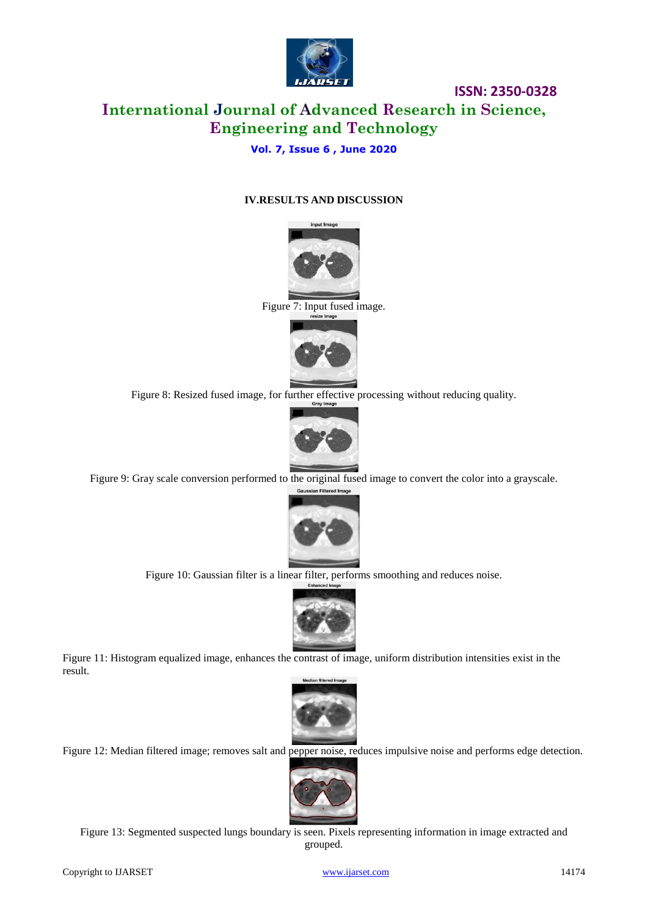## IV.RESULTS AND DISCUSSION

Figure 7: Input fused image.

Figure 8: Resized fused image, for further effective processing without reducing quality.

Figure 9: Gray scale conversion performed to the original fused image to convert the color into a grayscale.

Figure 10: Gaussian filter is a linear filter, performs smoothing and reduces noise.

Figure 11: Histogram equalized image, enhances the contrast of image, uniform distribution intensities exist in the result.

Figure 12: Median filtered image; removes salt and pepper noise, reduces impulsive noise and performs edge detection.

Figure 13: Segmented suspected lungs boundary is seen. Pixels representing information in image extracted and grouped.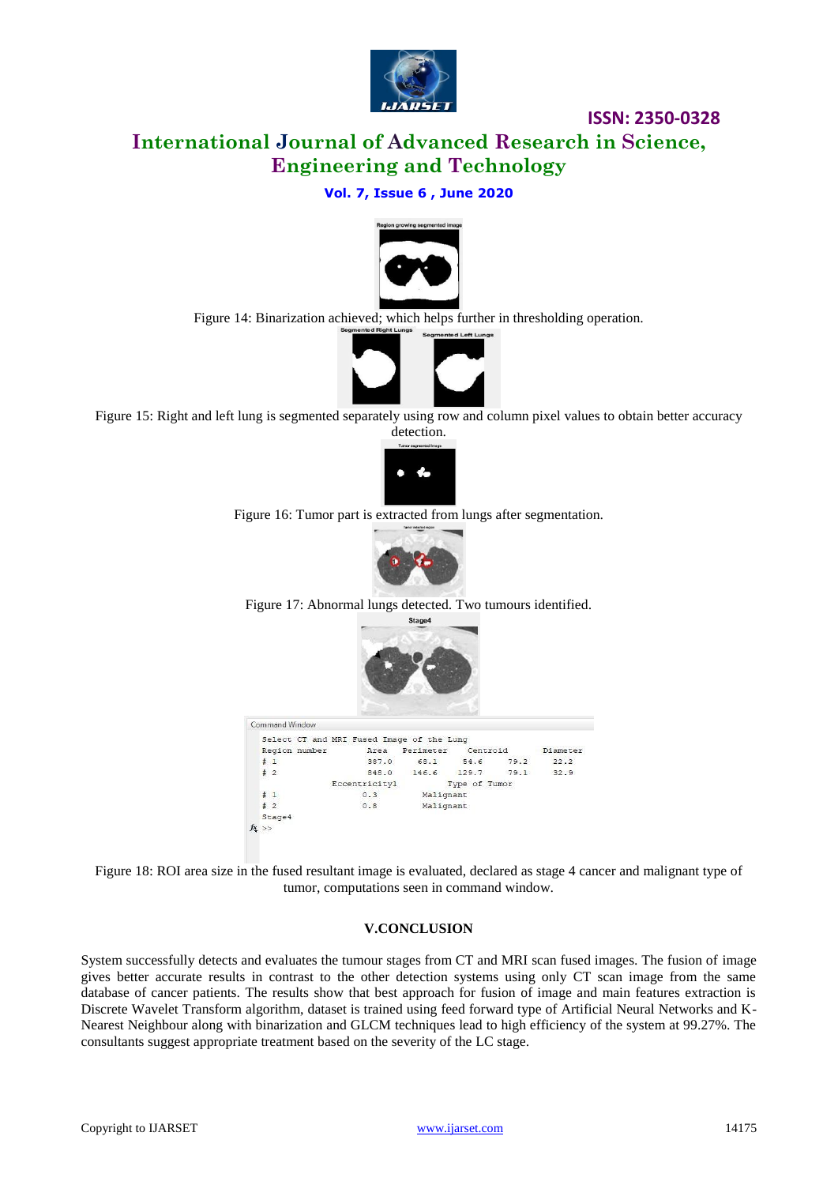Figure 14: Binarization achieved; which helps further in thresholding operation.

Figure 15: Right and left lung is segmented separately using row and column pixel values to obtain better accuracy detection.

Figure 16: Tumor part is extracted from lungs after segmentation.

Figure 17: Abnormal lungs detected. Two tumours identified.

```
Command Window
Select CT and MRI Fused Image of the Lung
Region number        Area    Perimeter    Centroid        Diameter
# 1                  387.0   68.1         54.6    79.2    22.2
# 2                  848.0   146.6        129.7   79.1    32.9
              Eccentricity1          Type of Tumor
# 1               0.3          Malignant
# 2               0.8          Malignant
Stage4
fx >>
```

Figure 18: ROI area size in the fused resultant image is evaluated, declared as stage 4 cancer and malignant type of tumor, computations seen in command window.

## V.CONCLUSION

System successfully detects and evaluates the tumour stages from CT and MRI scan fused images. The fusion of image gives better accurate results in contrast to the other detection systems using only CT scan image from the same database of cancer patients. The results show that best approach for fusion of image and main features extraction is Discrete Wavelet Transform algorithm, dataset is trained using feed forward type of Artificial Neural Networks and K-Nearest Neighbour along with binarization and GLCM techniques lead to high efficiency of the system at 99.27%. The consultants suggest appropriate treatment based on the severity of the LC stage.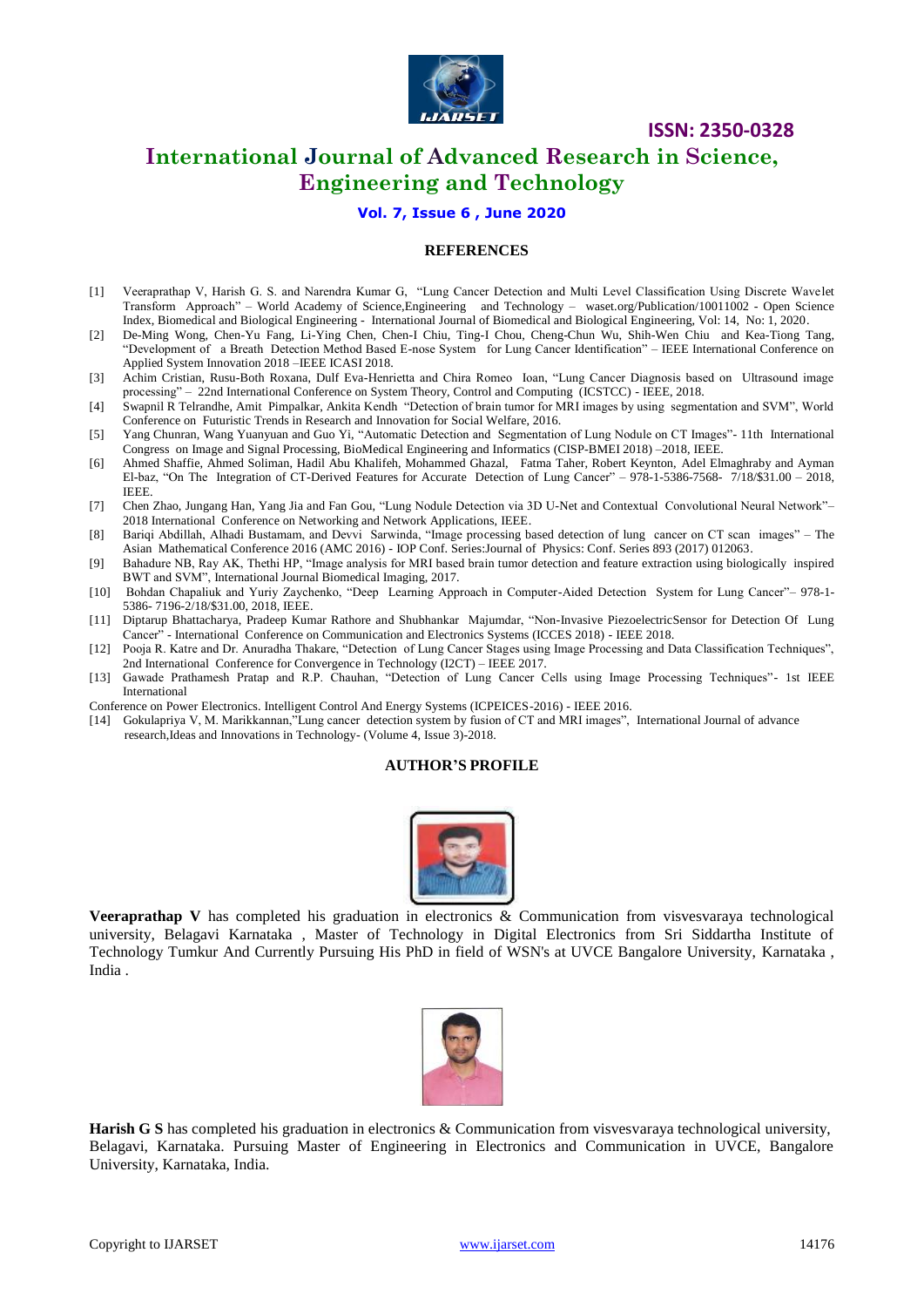## REFERENCES

[1] Veeraprathap V, Harish G. S. and Narendra Kumar G, "Lung Cancer Detection and Multi Level Classification Using Discrete Wavelet Transform Approach" – World Academy of Science,Engineering and Technology – waset.org/Publication/10011002 - Open Science Index, Biomedical and Biological Engineering - International Journal of Biomedical and Biological Engineering, Vol: 14, No: 1, 2020.

[2] De-Ming Wong, Chen-Yu Fang, Li-Ying Chen, Chen-I Chiu, Ting-I Chou, Cheng-Chun Wu, Shih-Wen Chiu and Kea-Tiong Tang, "Development of a Breath Detection Method Based E-nose System for Lung Cancer Identification" – IEEE International Conference on Applied System Innovation 2018 –IEEE ICASI 2018.

[3] Achim Cristian, Rusu-Both Roxana, Dulf Eva-Henrietta and Chira Romeo Ioan, "Lung Cancer Diagnosis based on Ultrasound image processing" – 22nd International Conference on System Theory, Control and Computing (ICSTCC) - IEEE, 2018.

[4] Swapnil R Telrandhe, Amit Pimpalkar, Ankita Kendh "Detection of brain tumor for MRI images by using segmentation and SVM", World Conference on Futuristic Trends in Research and Innovation for Social Welfare, 2016.

[5] Yang Chunran, Wang Yuanyuan and Guo Yi, "Automatic Detection and Segmentation of Lung Nodule on CT Images"- 11th International Congress on Image and Signal Processing, BioMedical Engineering and Informatics (CISP-BMEI 2018) –2018, IEEE.

[6] Ahmed Shaffie, Ahmed Soliman, Hadil Abu Khalifeh, Mohammed Ghazal, Fatma Taher, Robert Keynton, Adel Elmaghraby and Ayman El-baz, "On The Integration of CT-Derived Features for Accurate Detection of Lung Cancer" – 978-1-5386-7568- 7/18/$31.00 – 2018, IEEE.

[7] Chen Zhao, Jungang Han, Yang Jia and Fan Gou, "Lung Nodule Detection via 3D U-Net and Contextual Convolutional Neural Network"– 2018 International Conference on Networking and Network Applications, IEEE.

[8] Bariqi Abdillah, Alhadi Bustamam, and Devvi Sarwinda, "Image processing based detection of lung cancer on CT scan images" – The Asian Mathematical Conference 2016 (AMC 2016) - IOP Conf. Series:Journal of Physics: Conf. Series 893 (2017) 012063.

[9] Bahadure NB, Ray AK, Thethi HP, "Image analysis for MRI based brain tumor detection and feature extraction using biologically inspired BWT and SVM", International Journal Biomedical Imaging, 2017.

[10] Bohdan Chapaliuk and Yuriy Zaychenko, "Deep Learning Approach in Computer-Aided Detection System for Lung Cancer"– 978-1-5386- 7196-2/18/$31.00, 2018, IEEE.

[11] Diptarup Bhattacharya, Pradeep Kumar Rathore and Shubhankar Majumdar, "Non-Invasive PiezoelectricSensor for Detection Of Lung Cancer" - International Conference on Communication and Electronics Systems (ICCES 2018) - IEEE 2018.

[12] Pooja R. Katre and Dr. Anuradha Thakare, "Detection of Lung Cancer Stages using Image Processing and Data Classification Techniques", 2nd International Conference for Convergence in Technology (I2CT) – IEEE 2017.

[13] Gawade Prathamesh Pratap and R.P. Chauhan, "Detection of Lung Cancer Cells using Image Processing Techniques"- 1st IEEE International Conference on Power Electronics. Intelligent Control And Energy Systems (ICPEICES-2016) - IEEE 2016.

[14] Gokulapriya V, M. Marikkannan,"Lung cancer detection system by fusion of CT and MRI images", International Journal of advance research,Ideas and Innovations in Technology- (Volume 4, Issue 3)-2018.

## AUTHOR'S PROFILE

**Veeraprathap V** has completed his graduation in electronics & Communication from visvesvaraya technological university, Belagavi Karnataka , Master of Technology in Digital Electronics from Sri Siddartha Institute of Technology Tumkur And Currently Pursuing His PhD in field of WSN's at UVCE Bangalore University, Karnataka , India .

**Harish G S** has completed his graduation in electronics & Communication from visvesvaraya technological university, Belagavi, Karnataka. Pursuing Master of Engineering in Electronics and Communication in UVCE, Bangalore University, Karnataka, India.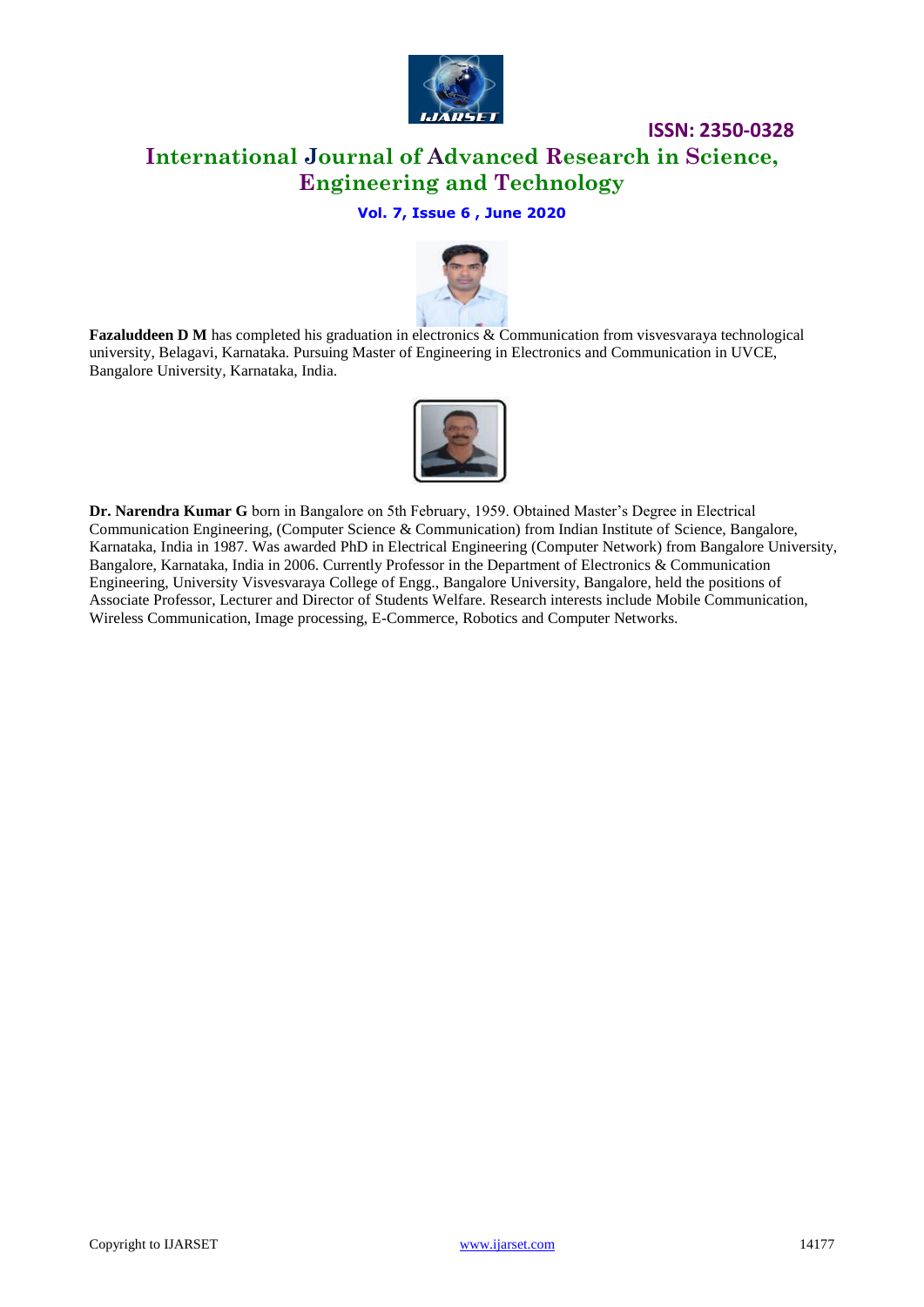**Fazaluddeen D M** has completed his graduation in electronics & Communication from visvesvaraya technological university, Belagavi, Karnataka. Pursuing Master of Engineering in Electronics and Communication in UVCE, Bangalore University, Karnataka, India.

**Dr. Narendra Kumar G** born in Bangalore on 5th February, 1959. Obtained Master's Degree in Electrical Communication Engineering, (Computer Science & Communication) from Indian Institute of Science, Bangalore, Karnataka, India in 1987. Was awarded PhD in Electrical Engineering (Computer Network) from Bangalore University, Bangalore, Karnataka, India in 2006. Currently Professor in the Department of Electronics & Communication Engineering, University Visvesvaraya College of Engg., Bangalore University, Bangalore, held the positions of Associate Professor, Lecturer and Director of Students Welfare. Research interests include Mobile Communication, Wireless Communication, Image processing, E-Commerce, Robotics and Computer Networks.